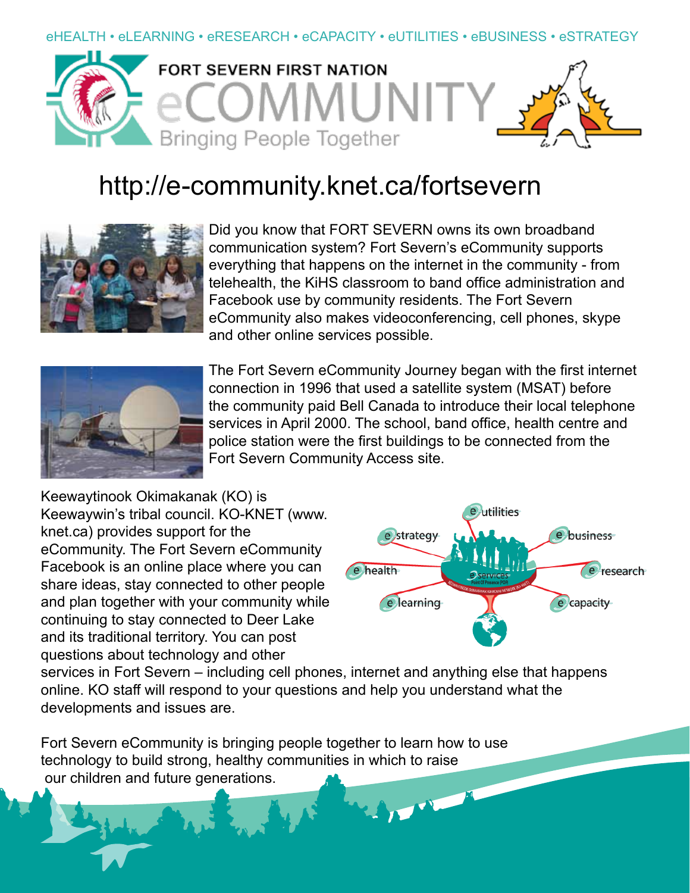eHEALTH • eLEARNING • eRESEARCH • eCAPACITY • eUTILITIES • eBUSINESS • eSTRATEGY

# FORT SEVERN FIRST NATION eCOMMUNITY

Bringing People Together

## http://e-community.knet.ca/fortsevern

Did you know that FORT SEVERN owns its own broadband communication system? Fort Severn's eCommunity supports everything that happens on the internet in the community - from telehealth, the KiHS classroom to band office administration and Facebook use by community residents. The Fort Severn eCommunity also makes videoconferencing, cell phones, skype and other online services possible.

The Fort Severn eCommunity Journey began with the first internet connection in 1996 that used a satellite system (MSAT) before the community paid Bell Canada to introduce their local telephone services in April 2000. The school, band office, health centre and police station were the first buildings to be connected from the Fort Severn Community Access site.

Keewaytinook Okimakanak (KO) is Keewaywin's tribal council. KO-KNET (www.knet.ca) provides support for the eCommunity. The Fort Severn eCommunity Facebook is an online place where you can share ideas, stay connected to other people and plan together with your community while continuing to stay connected to Deer Lake and its traditional territory. You can post questions about technology and other services in Fort Severn – including cell phones, internet and anything else that happens online. KO staff will respond to your questions and help you understand what the developments and issues are.

Fort Severn eCommunity is bringing people together to learn how to use technology to build strong, healthy communities in which to raise our children and future generations.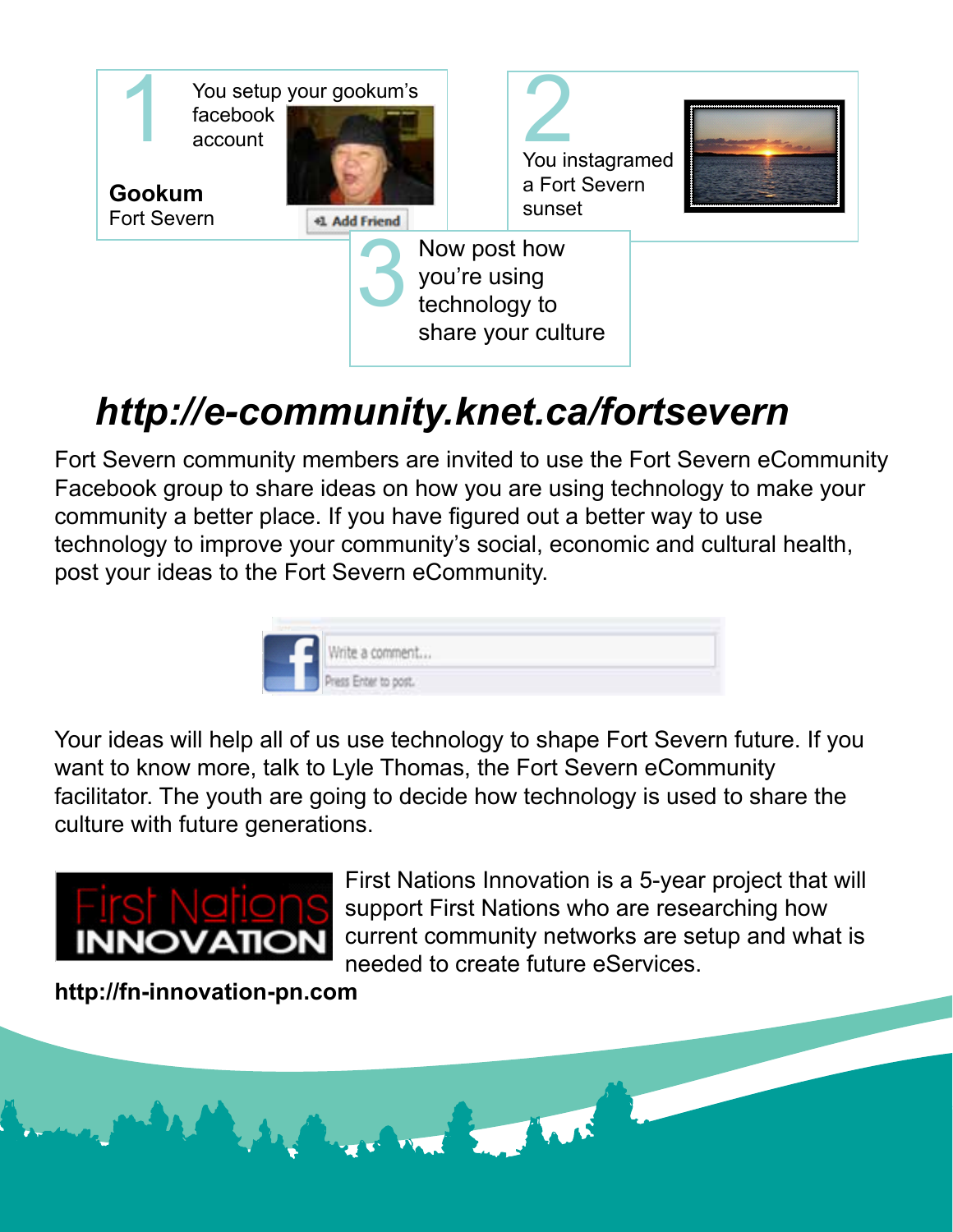1 You setup your gookum's facebook account

**Gookum**
Fort Severn

+1 Add Friend

2 You instagramed a Fort Severn sunset

3 Now post how you're using technology to share your culture

## *http://e-community.knet.ca/fortsevern*

Fort Severn community members are invited to use the Fort Severn eCommunity Facebook group to share ideas on how you are using technology to make your community a better place. If you have figured out a better way to use technology to improve your community's social, economic and cultural health, post your ideas to the Fort Severn eCommunity.

Write a comment...
Press Enter to post.

Your ideas will help all of us use technology to shape Fort Severn future. If you want to know more, talk to Lyle Thomas, the Fort Severn eCommunity facilitator. The youth are going to decide how technology is used to share the culture with future generations.

First Nations INNOVATION

First Nations Innovation is a 5-year project that will support First Nations who are researching how current community networks are setup and what is needed to create future eServices.

**http://fn-innovation-pn.com**